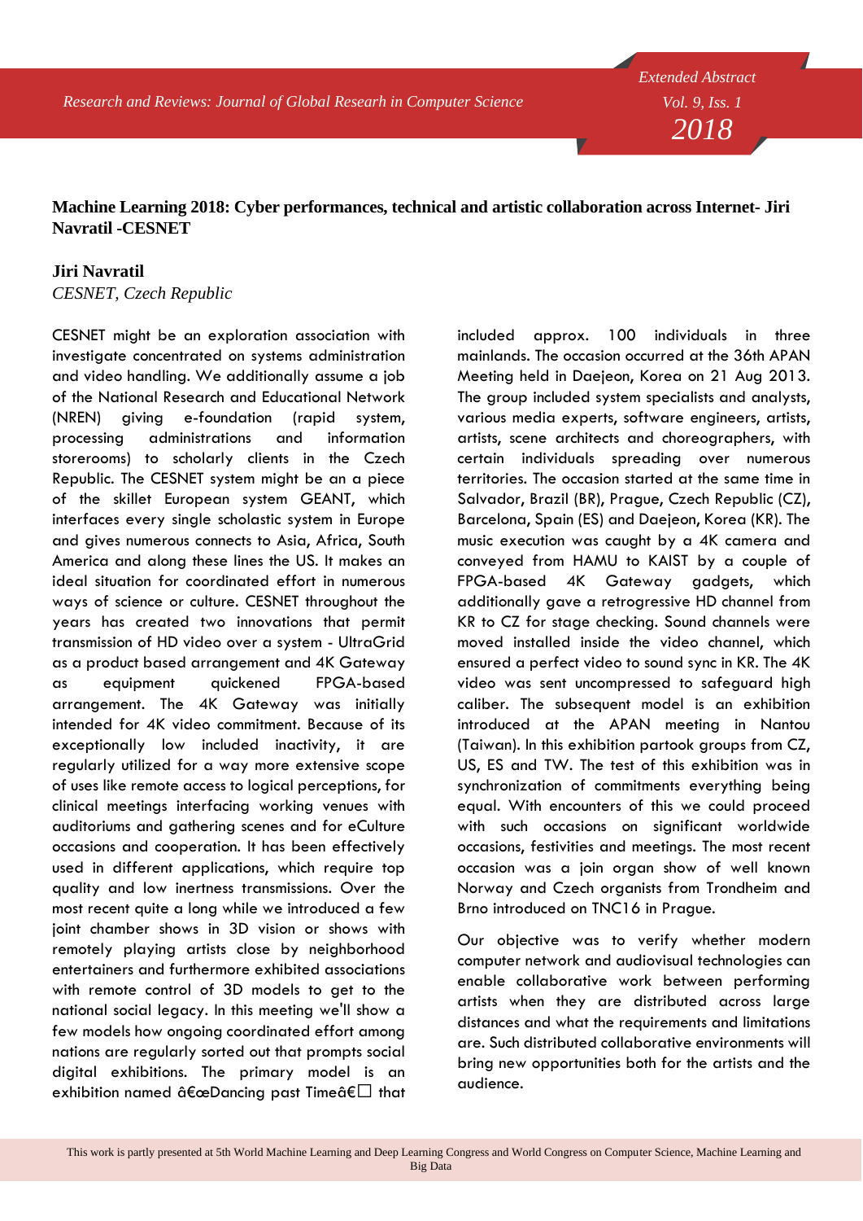## Machine Learning 2018: Cyber performances, technical and artistic collaboration across Internet- Jiri Navratil -CESNET

**Jiri Navratil**

*CESNET, Czech Republic*

CESNET might be an exploration association with investigate concentrated on systems administration and video handling. We additionally assume a job of the National Research and Educational Network (NREN) giving e-foundation (rapid system, processing administrations and information storerooms) to scholarly clients in the Czech Republic. The CESNET system might be an a piece of the skillet European system GEANT, which interfaces every single scholastic system in Europe and gives numerous connects to Asia, Africa, South America and along these lines the US. It makes an ideal situation for coordinated effort in numerous ways of science or culture. CESNET throughout the years has created two innovations that permit transmission of HD video over a system - UltraGrid as a product based arrangement and 4K Gateway as equipment quickened FPGA-based arrangement. The 4K Gateway was initially intended for 4K video commitment. Because of its exceptionally low included inactivity, it are regularly utilized for a way more extensive scope of uses like remote access to logical perceptions, for clinical meetings interfacing working venues with auditoriums and gathering scenes and for eCulture occasions and cooperation. It has been effectively used in different applications, which require top quality and low inertness transmissions. Over the most recent quite a long while we introduced a few joint chamber shows in 3D vision or shows with remotely playing artists close by neighborhood entertainers and furthermore exhibited associations with remote control of 3D models to get to the national social legacy. In this meeting we'll show a few models how ongoing coordinated effort among nations are regularly sorted out that prompts social digital exhibitions. The primary model is an exhibition named â€œDancing past Timeâ€ that included approx. 100 individuals in three mainlands. The occasion occurred at the 36th APAN Meeting held in Daejeon, Korea on 21 Aug 2013. The group included system specialists and analysts, various media experts, software engineers, artists, artists, scene architects and choreographers, with certain individuals spreading over numerous territories. The occasion started at the same time in Salvador, Brazil (BR), Prague, Czech Republic (CZ), Barcelona, Spain (ES) and Daejeon, Korea (KR). The music execution was caught by a 4K camera and conveyed from HAMU to KAIST by a couple of FPGA-based 4K Gateway gadgets, which additionally gave a retrogressive HD channel from KR to CZ for stage checking. Sound channels were moved installed inside the video channel, which ensured a perfect video to sound sync in KR. The 4K video was sent uncompressed to safeguard high caliber. The subsequent model is an exhibition introduced at the APAN meeting in Nantou (Taiwan). In this exhibition partook groups from CZ, US, ES and TW. The test of this exhibition was in synchronization of commitments everything being equal. With encounters of this we could proceed with such occasions on significant worldwide occasions, festivities and meetings. The most recent occasion was a join organ show of well known Norway and Czech organists from Trondheim and Brno introduced on TNC16 in Prague.

Our objective was to verify whether modern computer network and audiovisual technologies can enable collaborative work between performing artists when they are distributed across large distances and what the requirements and limitations are. Such distributed collaborative environments will bring new opportunities both for the artists and the audience.

This work is partly presented at 5th World Machine Learning and Deep Learning Congress and World Congress on Computer Science, Machine Learning and Big Data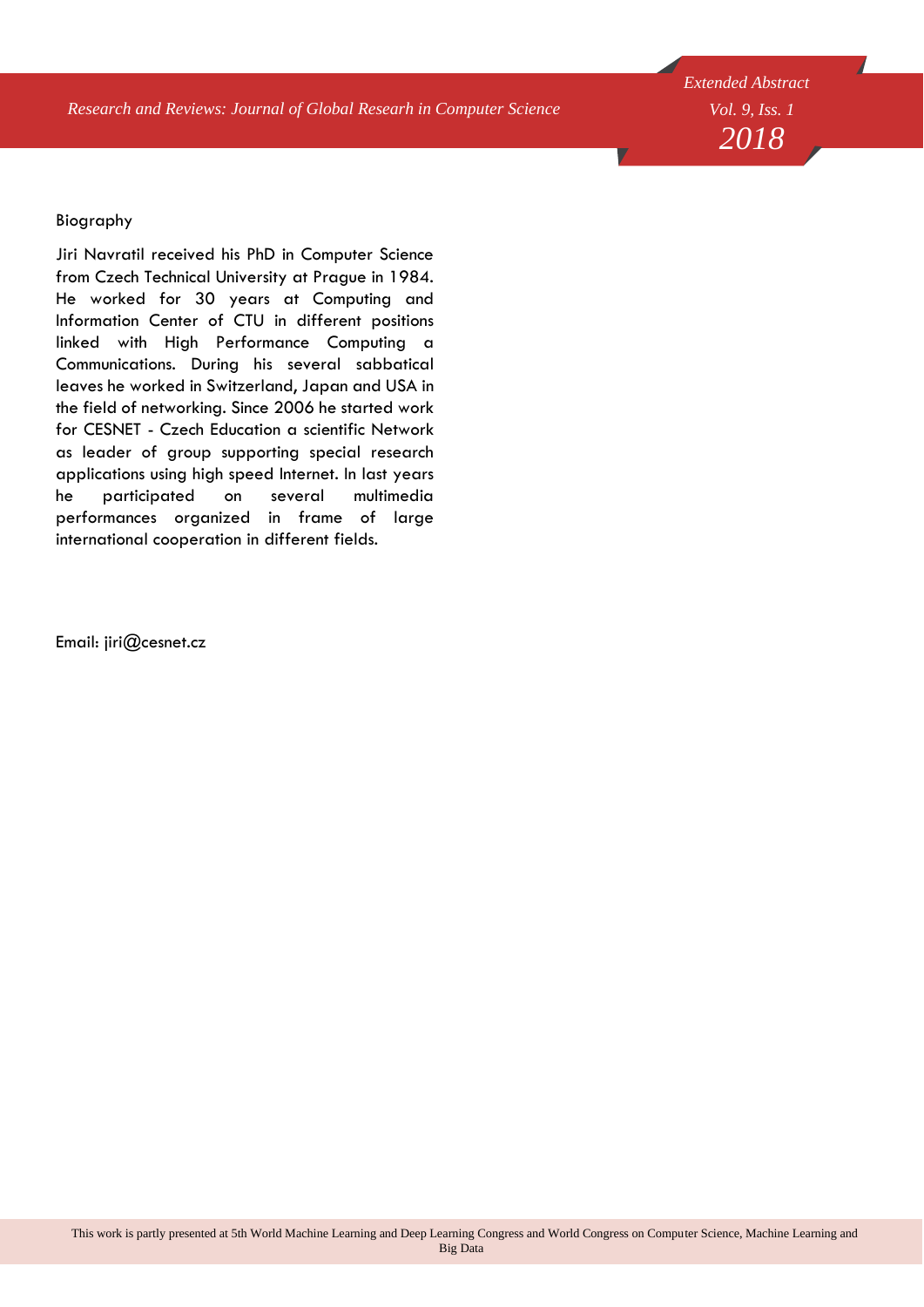Biography

Jiri Navratil received his PhD in Computer Science from Czech Technical University at Prague in 1984. He worked for 30 years at Computing and Information Center of CTU in different positions linked with High Performance Computing a Communications. During his several sabbatical leaves he worked in Switzerland, Japan and USA in the field of networking. Since 2006 he started work for CESNET - Czech Education a scientific Network as leader of group supporting special research applications using high speed Internet. In last years he participated on several multimedia performances organized in frame of large international cooperation in different fields.

Email: jiri@cesnet.cz